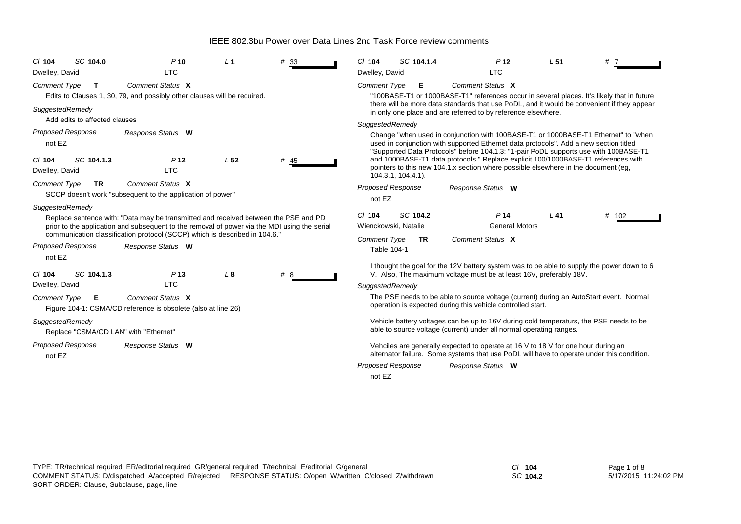# IEEE 802.3bu Power over Data Lines 2nd Task Force review comments

---

*Cl* **104** *SC* **104.0** *P* **10** *L* **1** # **33**

Dwelley, David — LTC

*Comment Type* **T** *Comment Status* **X**

Edits to Clauses 1, 30, 79, and possibly other clauses will be required.

*SuggestedRemedy*

Add edits to affected clauses

*Proposed Response* *Response Status* **W**

not EZ

---

*Cl* **104** *SC* **104.1.3** *P* **12** *L* **52** # **45**

Dwelley, David — LTC

*Comment Type* **TR** *Comment Status* **X**

SCCP doesn't work "subsequent to the application of power"

*SuggestedRemedy*

Replace sentence with: "Data may be transmitted and received between the PSE and PD prior to the application and subsequent to the removal of power via the MDI using the serial communication classification protocol (SCCP) which is described in 104.6."

*Proposed Response* *Response Status* **W**

not EZ

---

*Cl* **104** *SC* **104.1.3** *P* **13** *L* **8** # **8**

Dwelley, David — LTC

*Comment Type* **E** *Comment Status* **X**

Figure 104-1: CSMA/CD reference is obsolete (also at line 26)

*SuggestedRemedy*

Replace "CSMA/CD LAN" with "Ethernet"

*Proposed Response* *Response Status* **W**

not EZ

---

*Cl* **104** *SC* **104.1.4** *P* **12** *L* **51** # **7**

Dwelley, David — LTC

*Comment Type* **E** *Comment Status* **X**

"100BASE-T1 or 1000BASE-T1" references occur in several places. It's likely that in future there will be more data standards that use PoDL, and it would be convenient if they appear in only one place and are referred to by reference elsewhere.

*SuggestedRemedy*

Change "when used in conjunction with 100BASE-T1 or 1000BASE-T1 Ethernet" to "when used in conjunction with supported Ethernet data protocols". Add a new section titled "Supported Data Protocols" before 104.1.3: "1-pair PoDL supports use with 100BASE-T1 and 1000BASE-T1 data protocols." Replace explicit 100/1000BASE-T1 references with pointers to this new 104.1.x section where possible elsewhere in the document (eg, 104.3.1, 104.4.1).

*Proposed Response* *Response Status* **W**

not EZ

---

*Cl* **104** *SC* **104.2** *P* **14** *L* **41** # **102**

Wienckowski, Natalie — General Motors

*Comment Type* **TR** *Comment Status* **X**

Table 104-1

I thought the goal for the 12V battery system was to be able to supply the power down to 6 V. Also, The maximum voltage must be at least 16V, preferably 18V.

*SuggestedRemedy*

The PSE needs to be able to source voltage (current) during an AutoStart event. Normal operation is expected during this vehicle controlled start.

Vehicle battery voltages can be up to 16V during cold temperatures, the PSE needs to be able to source voltage (current) under all normal operating ranges.

Vehciles are generally expected to operate at 16 V to 18 V for one hour during an alternator failure. Some systems that use PoDL will have to operate under this condition.

*Proposed Response* *Response Status* **W**

not EZ

---

TYPE: TR/technical required ER/editorial required GR/general required T/technical E/editorial G/general
COMMENT STATUS: D/dispatched A/accepted R/rejected RESPONSE STATUS: O/open W/written C/closed Z/withdrawn
SORT ORDER: Clause, Subclause, page, line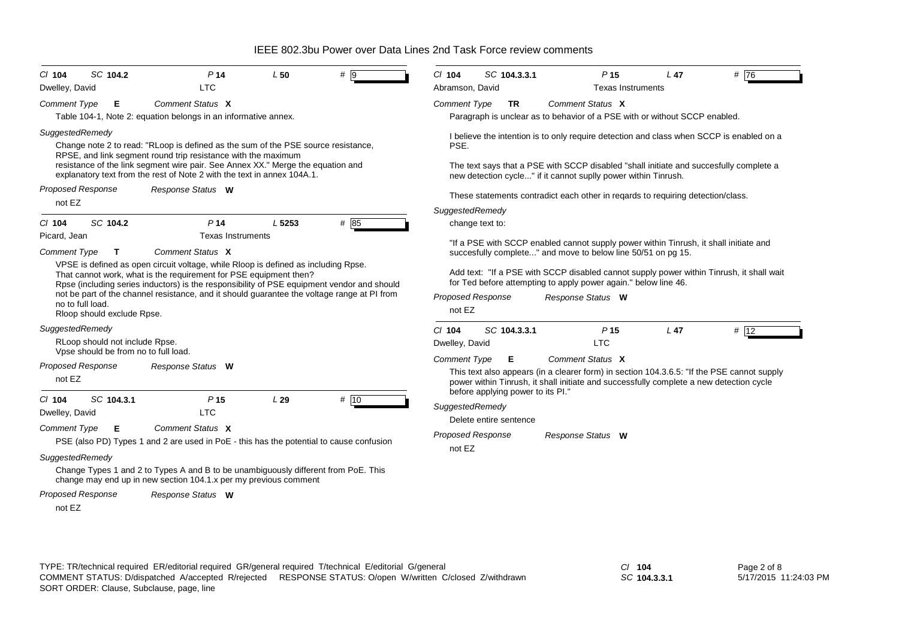# IEEE 802.3bu Power over Data Lines 2nd Task Force review comments

**Cl 104 SC 104.2 P 14 L 50 # 9**
Dwelley, David — LTC

*Comment Type* **E** *Comment Status* **X**

Table 104-1, Note 2: equation belongs in an informative annex.

*SuggestedRemedy*

Change note 2 to read: "RLoop is defined as the sum of the PSE source resistance, RPSE, and link segment round trip resistance with the maximum resistance of the link segment wire pair. See Annex XX." Merge the equation and explanatory text from the rest of Note 2 with the text in annex 104A.1.

*Proposed Response* *Response Status* **W**

not EZ

---

**Cl 104 SC 104.2 P 14 L 5253 # 85**
Picard, Jean — Texas Instruments

*Comment Type* **T** *Comment Status* **X**

VPSE is defined as open circuit voltage, while Rloop is defined as including Rpse.
That cannot work, what is the requirement for PSE equipment then?
Rpse (including series inductors) is the responsibility of PSE equipment vendor and should not be part of the channel resistance, and it should guarantee the voltage range at PI from no to full load.
Rloop should exclude Rpse.

*SuggestedRemedy*

RLoop should not include Rpse.
Vpse should be from no to full load.

*Proposed Response* *Response Status* **W**

not EZ

---

**Cl 104 SC 104.3.1 P 15 L 29 # 10**
Dwelley, David — LTC

*Comment Type* **E** *Comment Status* **X**

PSE (also PD) Types 1 and 2 are used in PoE - this has the potential to cause confusion

*SuggestedRemedy*

Change Types 1 and 2 to Types A and B to be unambiguously different from PoE. This change may end up in new section 104.1.x per my previous comment

*Proposed Response* *Response Status* **W**

not EZ

---

**Cl 104 SC 104.3.3.1 P 15 L 47 # 76**
Abramson, David — Texas Instruments

*Comment Type* **TR** *Comment Status* **X**

Paragraph is unclear as to behavior of a PSE with or without SCCP enabled.

I believe the intention is to only require detection and class when SCCP is enabled on a PSE.

The text says that a PSE with SCCP disabled "shall initiate and succesfully complete a new detection cycle..." if it cannot suplly power within Tinrush.

These statements contradict each other in reqards to requiring detection/class.

*SuggestedRemedy*

change text to:

"If a PSE with SCCP enabled cannot supply power within Tinrush, it shall initiate and succesfully complete..." and move to below line 50/51 on pg 15.

Add text: "If a PSE with SCCP disabled cannot supply power within Tinrush, it shall wait for Ted before attempting to apply power again." below line 46.

*Proposed Response* *Response Status* **W**

not EZ

---

**Cl 104 SC 104.3.3.1 P 15 L 47 # 12**
Dwelley, David — LTC

*Comment Type* **E** *Comment Status* **X**

This text also appears (in a clearer form) in section 104.3.6.5: "If the PSE cannot supply power within Tinrush, it shall initiate and successfully complete a new detection cycle before applying power to its PI."

*SuggestedRemedy*

Delete entire sentence

*Proposed Response* *Response Status* **W**

not EZ

---

TYPE: TR/technical required ER/editorial required GR/general required T/technical E/editorial G/general
COMMENT STATUS: D/dispatched A/accepted R/rejected RESPONSE STATUS: O/open W/written C/closed Z/withdrawn
SORT ORDER: Clause, Subclause, page, line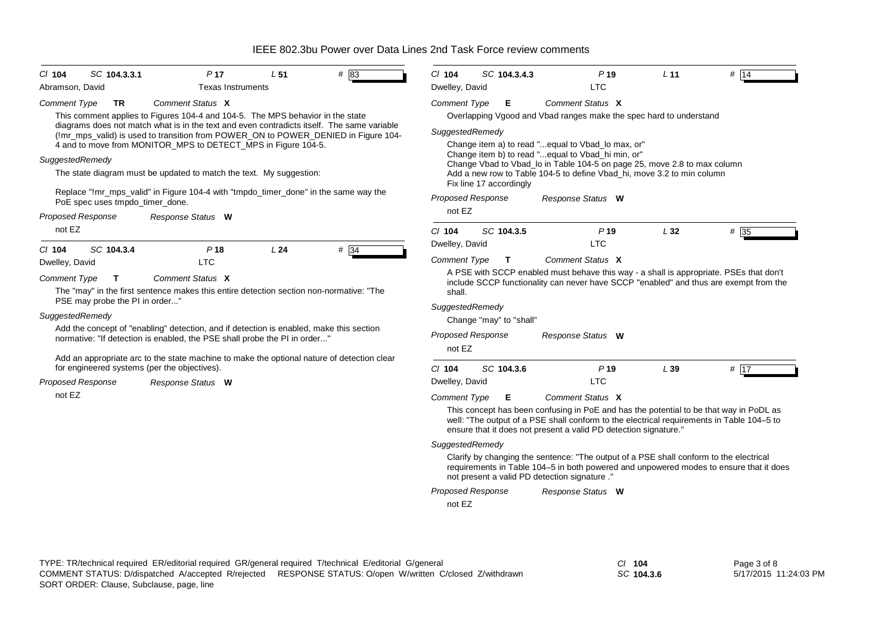**Cl 104 SC 104.3.3.1 P 17 L 51 # 83**

Abramson, David — Texas Instruments

*Comment Type* **TR** *Comment Status* **X**

This comment applies to Figures 104-4 and 104-5. The MPS behavior in the state diagrams does not match what is in the text and even contradicts itself. The same variable (!mr_mps_valid) is used to transition from POWER_ON to POWER_DENIED in Figure 104-4 and to move from MONITOR_MPS to DETECT_MPS in Figure 104-5.

*SuggestedRemedy*

The state diagram must be updated to match the text. My suggestion:

Replace "!mr_mps_valid" in Figure 104-4 with "tmpdo_timer_done" in the same way the PoE spec uses tmpdo_timer_done.

*Proposed Response* *Response Status* **W**

not EZ

---

**Cl 104 SC 104.3.4 P 18 L 24 # 34**

Dwelley, David — LTC

*Comment Type* **T** *Comment Status* **X**

The "may" in the first sentence makes this entire detection section non-normative: "The PSE may probe the PI in order..."

*SuggestedRemedy*

Add the concept of "enabling" detection, and if detection is enabled, make this section normative: "If detection is enabled, the PSE shall probe the PI in order..."

Add an appropriate arc to the state machine to make the optional nature of detection clear for engineered systems (per the objectives).

*Proposed Response* *Response Status* **W**

not EZ

---

**Cl 104 SC 104.3.4.3 P 19 L 11 # 14**

Dwelley, David — LTC

*Comment Type* **E** *Comment Status* **X**

Overlapping Vgood and Vbad ranges make the spec hard to understand

*SuggestedRemedy*

Change item a) to read "...equal to Vbad_lo max, or"
Change item b) to read "...equal to Vbad_hi min, or"
Change Vbad to Vbad_lo in Table 104-5 on page 25, move 2.8 to max column
Add a new row to Table 104-5 to define Vbad_hi, move 3.2 to min column
Fix line 17 accordingly

*Proposed Response* *Response Status* **W**

not EZ

---

**Cl 104 SC 104.3.5 P 19 L 32 # 35**

Dwelley, David — LTC

*Comment Type* **T** *Comment Status* **X**

A PSE with SCCP enabled must behave this way - a shall is appropriate. PSEs that don't include SCCP functionality can never have SCCP "enabled" and thus are exempt from the shall.

*SuggestedRemedy*

Change "may" to "shall"

*Proposed Response* *Response Status* **W**

not EZ

---

**Cl 104 SC 104.3.6 P 19 L 39 # 17**

Dwelley, David — LTC

*Comment Type* **E** *Comment Status* **X**

This concept has been confusing in PoE and has the potential to be that way in PoDL as well: "The output of a PSE shall conform to the electrical requirements in Table 104–5 to ensure that it does not present a valid PD detection signature."

*SuggestedRemedy*

Clarify by changing the sentence: "The output of a PSE shall conform to the electrical requirements in Table 104–5 in both powered and unpowered modes to ensure that it does not present a valid PD detection signature ."

*Proposed Response* *Response Status* **W**

not EZ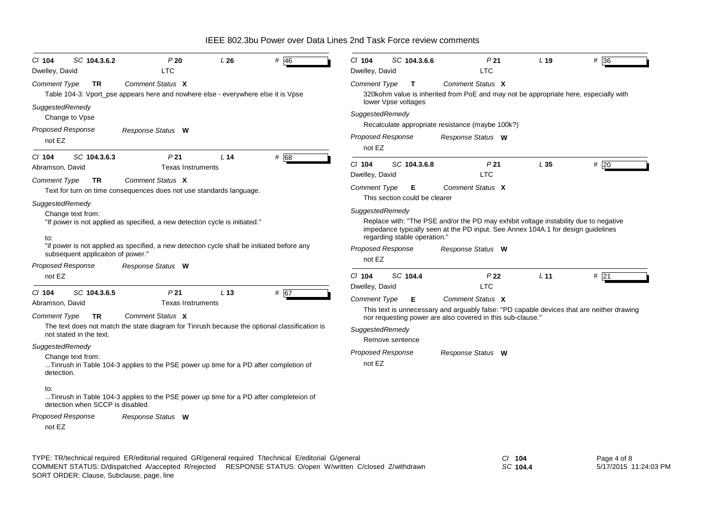# IEEE 802.3bu Power over Data Lines 2nd Task Force review comments

---

*Cl* **104** *SC* **104.3.6.2** *P* **20** *L* **26** # 46

Dwelley, David — LTC

*Comment Type* **TR** *Comment Status* **X**

Table 104-3: Vport_pse appears here and nowhere else - everywhere else it is Vpse

*SuggestedRemedy*

Change to Vpse

*Proposed Response* *Response Status* **W**

not EZ

---

*Cl* **104** *SC* **104.3.6.3** *P* **21** *L* **14** # 68

Abramson, David — Texas Instruments

*Comment Type* **TR** *Comment Status* **X**

Text for turn on time consequences does not use standards language.

*SuggestedRemedy*

Change text from:
"If power is not applied as specified, a new detection cycle is initiated."

to:
"if power is not applied as specified, a new detection cycle shall be initiated before any subsequent applicaiton of power."

*Proposed Response* *Response Status* **W**

not EZ

---

*Cl* **104** *SC* **104.3.6.5** *P* **21** *L* **13** # 67

Abramson, David — Texas Instruments

*Comment Type* **TR** *Comment Status* **X**

The text does not match the state diagram for Tinrush because the optional classification is not stated in the text.

*SuggestedRemedy*

Change text from:
...Tinrush in Table 104-3 applies to the PSE power up time for a PD after completion of detection.

to:
...Tinrush in Table 104-3 applies to the PSE power up time for a PD after completeion of detection when SCCP is disabled.

*Proposed Response* *Response Status* **W**

not EZ

---

*Cl* **104** *SC* **104.3.6.6** *P* **21** *L* **19** # 36

Dwelley, David — LTC

*Comment Type* **T** *Comment Status* **X**

320kohm value is inherited from PoE and may not be appropriate here, especially with lower Vpse voltages

*SuggestedRemedy*

Recalculate appropriate resistance (maybe 100k?)

*Proposed Response* *Response Status* **W**

not EZ

---

*Cl* **104** *SC* **104.3.6.8** *P* **21** *L* **35** # 20

Dwelley, David — LTC

*Comment Type* **E** *Comment Status* **X**

This section could be clearer

*SuggestedRemedy*

Replace with: "The PSE and/or the PD may exhibit voltage instability due to negative impedance typically seen at the PD input. See Annex 104A.1 for design guidelines regarding stable operation."

*Proposed Response* *Response Status* **W**

not EZ

---

*Cl* **104** *SC* **104.4** *P* **22** *L* **11** # 21

Dwelley, David — LTC

*Comment Type* **E** *Comment Status* **X**

This text is unnecessary and arguably false: "PD capable devices that are neither drawing nor requesting power are also covered in this sub-clause."

*SuggestedRemedy*

Remove sentence

*Proposed Response* *Response Status* **W**

not EZ

---

TYPE: TR/technical required ER/editorial required GR/general required T/technical E/editorial G/general
COMMENT STATUS: D/dispatched A/accepted R/rejected RESPONSE STATUS: O/open W/written C/closed Z/withdrawn
SORT ORDER: Clause, Subclause, page, line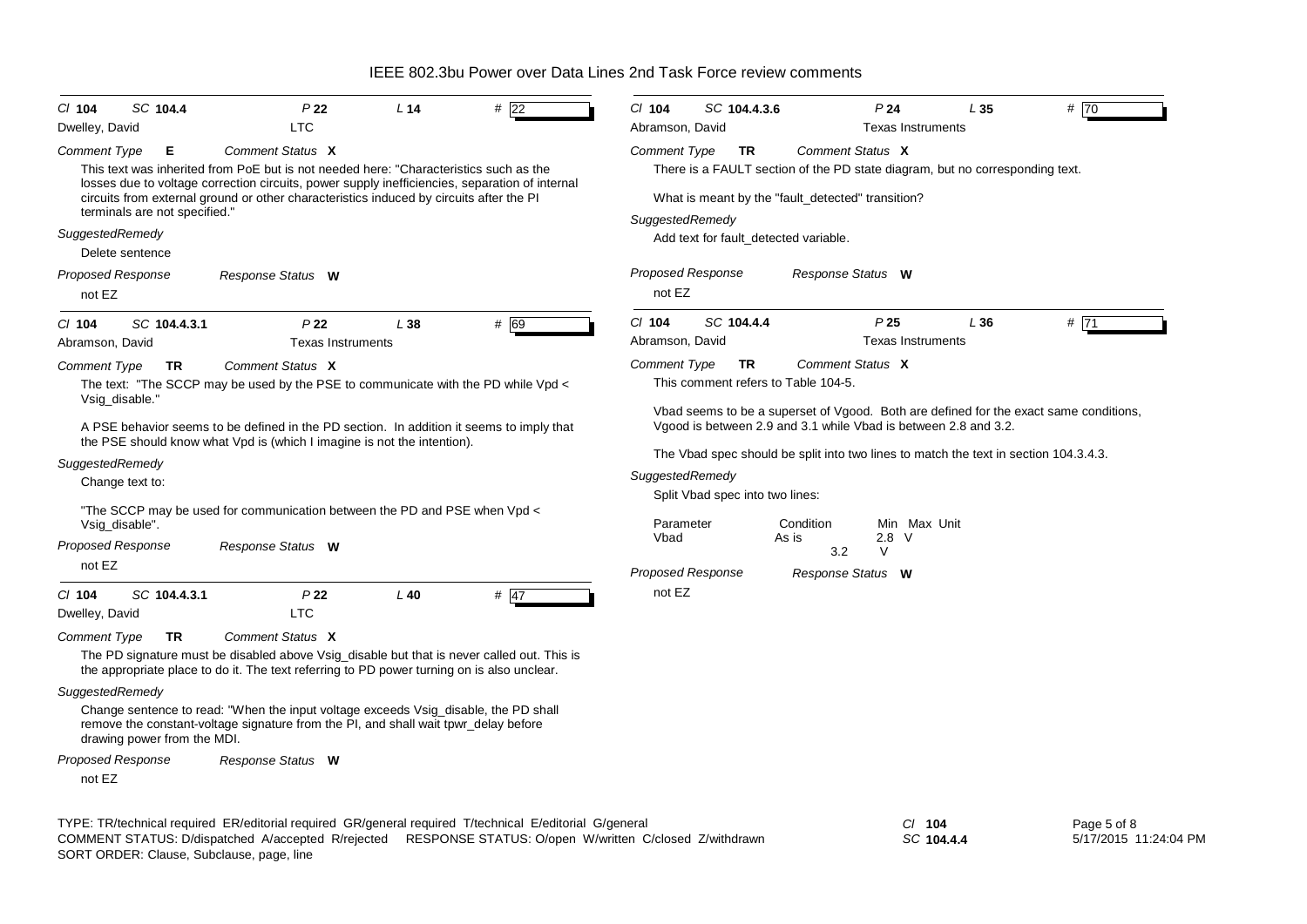*Cl* **104** *SC* **104.4** *P* **22** *L* **14** # 22

Dwelley, David — LTC

*Comment Type* **E** *Comment Status* **X**

This text was inherited from PoE but is not needed here: "Characteristics such as the losses due to voltage correction circuits, power supply inefficiencies, separation of internal circuits from external ground or other characteristics induced by circuits after the PI terminals are not specified."

*SuggestedRemedy*

Delete sentence

*Proposed Response* *Response Status* **W**

not EZ

---

*Cl* **104** *SC* **104.4.3.1** *P* **22** *L* **38** # 69

Abramson, David — Texas Instruments

*Comment Type* **TR** *Comment Status* **X**

The text: "The SCCP may be used by the PSE to communicate with the PD while Vpd < Vsig_disable."

A PSE behavior seems to be defined in the PD section. In addition it seems to imply that the PSE should know what Vpd is (which I imagine is not the intention).

*SuggestedRemedy*

Change text to:

"The SCCP may be used for communication between the PD and PSE when Vpd < Vsig_disable".

*Proposed Response* *Response Status* **W**

not EZ

---

*Cl* **104** *SC* **104.4.3.1** *P* **22** *L* **40** # 47

Dwelley, David — LTC

*Comment Type* **TR** *Comment Status* **X**

The PD signature must be disabled above Vsig_disable but that is never called out. This is the appropriate place to do it. The text referring to PD power turning on is also unclear.

*SuggestedRemedy*

Change sentence to read: "When the input voltage exceeds Vsig_disable, the PD shall remove the constant-voltage signature from the PI, and shall wait tpwr_delay before drawing power from the MDI.

*Proposed Response* *Response Status* **W**

not EZ

---

*Cl* **104** *SC* **104.4.3.6** *P* **24** *L* **35** # 70

Abramson, David — Texas Instruments

*Comment Type* **TR** *Comment Status* **X**

There is a FAULT section of the PD state diagram, but no corresponding text.

What is meant by the "fault_detected" transition?

*SuggestedRemedy*

Add text for fault_detected variable.

*Proposed Response* *Response Status* **W**

not EZ

---

*Cl* **104** *SC* **104.4.4** *P* **25** *L* **36** # 71

Abramson, David — Texas Instruments

*Comment Type* **TR** *Comment Status* **X**

This comment refers to Table 104-5.

Vbad seems to be a superset of Vgood. Both are defined for the exact same conditions, Vgood is between 2.9 and 3.1 while Vbad is between 2.8 and 3.2.

The Vbad spec should be split into two lines to match the text in section 104.3.4.3.

*SuggestedRemedy*

Split Vbad spec into two lines:

| Parameter | Condition | Min | Max | Unit |
|---|---|---|---|---|
| Vbad | As is | 2.8 | | V |
| | | | 3.2 | V |

*Proposed Response* *Response Status* **W**

not EZ

---

TYPE: TR/technical required ER/editorial required GR/general required T/technical E/editorial G/general
COMMENT STATUS: D/dispatched A/accepted R/rejected RESPONSE STATUS: O/open W/written C/closed Z/withdrawn
SORT ORDER: Clause, Subclause, page, line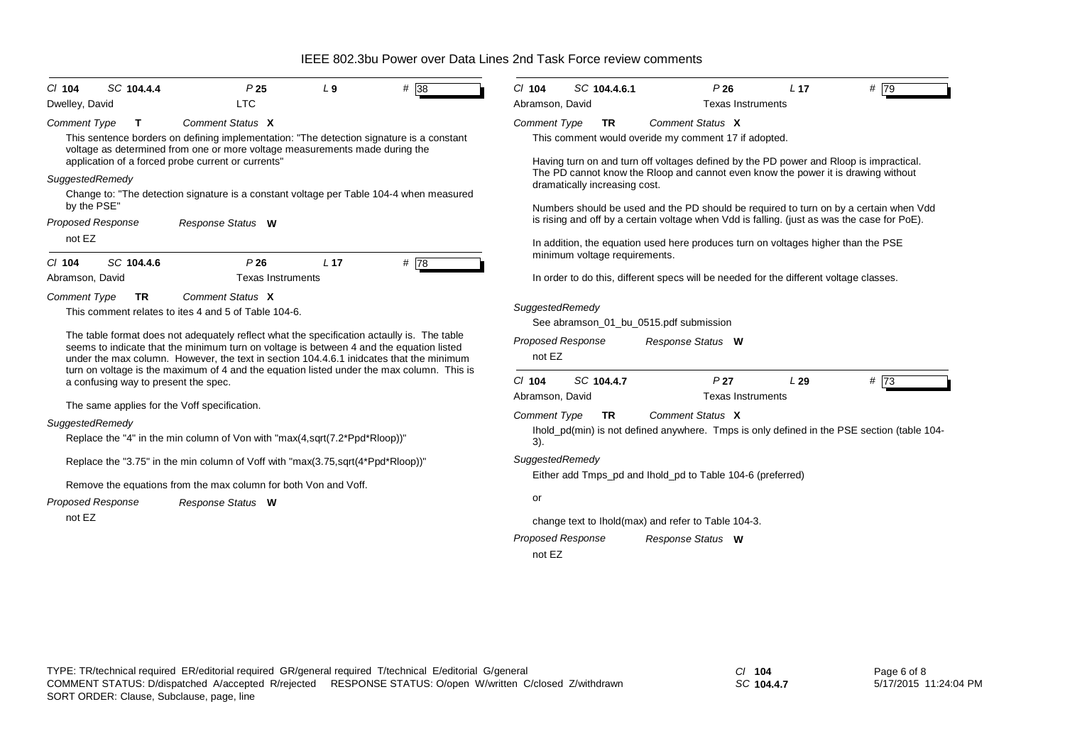IEEE 802.3bu Power over Data Lines 2nd Task Force review comments

---

Cl **104** SC **104.4.4** P **25** L **9** # **38**

Dwelley, David — LTC

*Comment Type* **T** *Comment Status* **X**

This sentence borders on defining implementation: "The detection signature is a constant voltage as determined from one or more voltage measurements made during the application of a forced probe current or currents"

*SuggestedRemedy*

Change to: "The detection signature is a constant voltage per Table 104-4 when measured by the PSE"

*Proposed Response* *Response Status* **W**

not EZ

---

Cl **104** SC **104.4.6** P **26** L **17** # **78**

Abramson, David — Texas Instruments

*Comment Type* **TR** *Comment Status* **X**

This comment relates to ites 4 and 5 of Table 104-6.

The table format does not adequately reflect what the specification actaully is. The table seems to indicate that the minimum turn on voltage is between 4 and the equation listed under the max column. However, the text in section 104.4.6.1 inidcates that the minimum turn on voltage is the maximum of 4 and the equation listed under the max column. This is a confusing way to present the spec.

The same applies for the Voff specification.

*SuggestedRemedy*

Replace the "4" in the min column of Von with "max(4,sqrt(7.2*Ppd*Rloop))"

Replace the "3.75" in the min column of Voff with "max(3.75,sqrt(4*Ppd*Rloop))"

Remove the equations from the max column for both Von and Voff.

*Proposed Response* *Response Status* **W**

not EZ

---

Cl **104** SC **104.4.6.1** P **26** L **17** # **79**

Abramson, David — Texas Instruments

*Comment Type* **TR** *Comment Status* **X**

This comment would overide my comment 17 if adopted.

Having turn on and turn off voltages defined by the PD power and Rloop is impractical. The PD cannot know the Rloop and cannot even know the power it is drawing without dramatically increasing cost.

Numbers should be used and the PD should be required to turn on by a certain when Vdd is rising and off by a certain voltage when Vdd is falling. (just as was the case for PoE).

In addition, the equation used here produces turn on voltages higher than the PSE minimum voltage requirements.

In order to do this, different specs will be needed for the different voltage classes.

*SuggestedRemedy*

See abramson_01_bu_0515.pdf submission

*Proposed Response* *Response Status* **W**

not EZ

---

Cl **104** SC **104.4.7** P **27** L **29** # **73**

Abramson, David — Texas Instruments

*Comment Type* **TR** *Comment Status* **X**

Ihold_pd(min) is not defined anywhere. Tmps is only defined in the PSE section (table 104-3).

*SuggestedRemedy*

Either add Tmps_pd and Ihold_pd to Table 104-6 (preferred)

or

change text to Ihold(max) and refer to Table 104-3.

*Proposed Response* *Response Status* **W**

not EZ

---

TYPE: TR/technical required ER/editorial required GR/general required T/technical E/editorial G/general
COMMENT STATUS: D/dispatched A/accepted R/rejected RESPONSE STATUS: O/open W/written C/closed Z/withdrawn
SORT ORDER: Clause, Subclause, page, line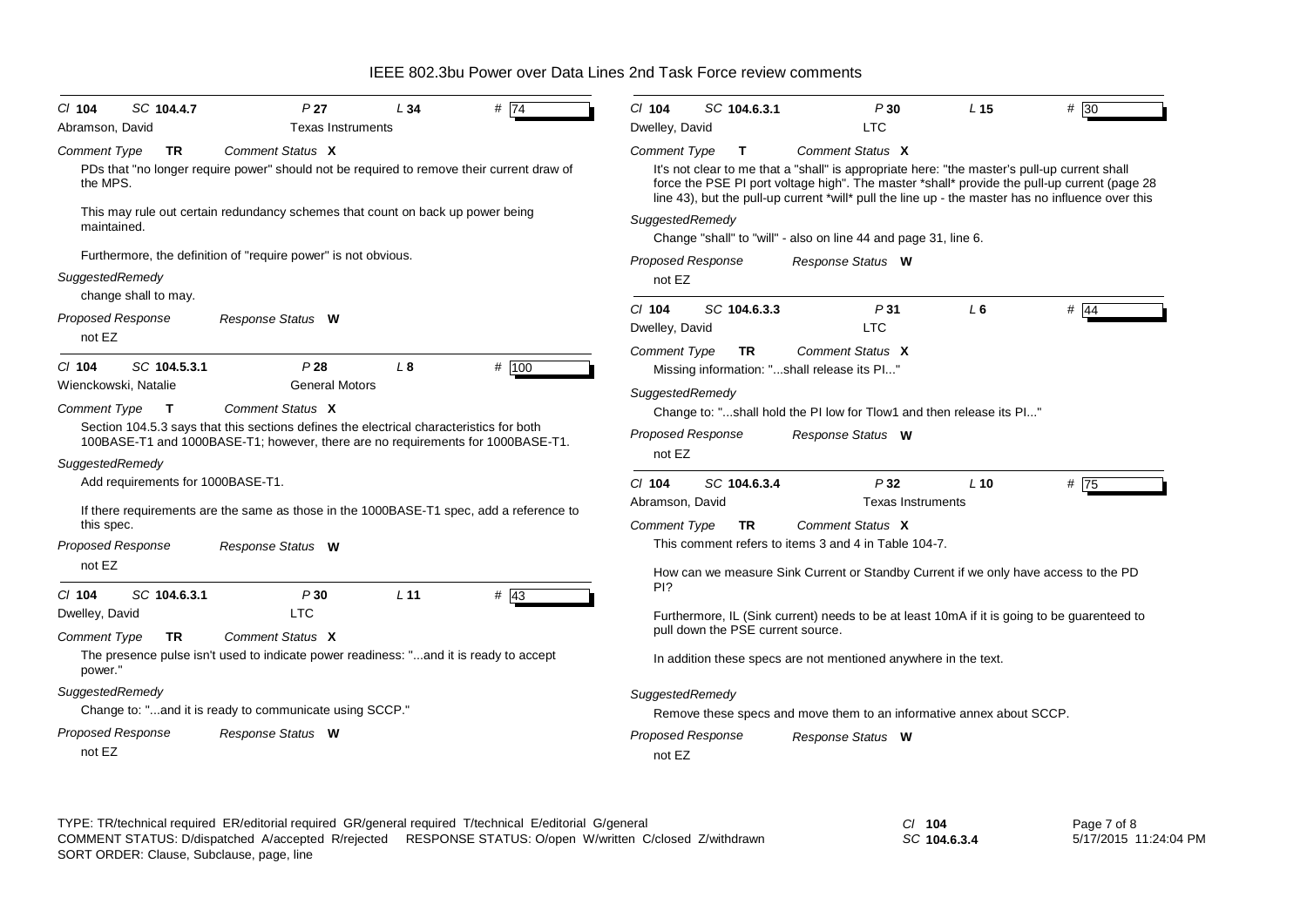Cl **104** SC **104.4.7** P **27** L **34** # 74

Abramson, David — Texas Instruments

*Comment Type* **TR** *Comment Status* **X**

PDs that "no longer require power" should not be required to remove their current draw of the MPS.

This may rule out certain redundancy schemes that count on back up power being maintained.

Furthermore, the definition of "require power" is not obvious.

*SuggestedRemedy*

change shall to may.

*Proposed Response* *Response Status* **W**

not EZ

---

Cl **104** SC **104.5.3.1** P **28** L **8** # 100

Wienckowski, Natalie — General Motors

*Comment Type* **T** *Comment Status* **X**

Section 104.5.3 says that this sections defines the electrical characteristics for both 100BASE-T1 and 1000BASE-T1; however, there are no requirements for 1000BASE-T1.

*SuggestedRemedy*

Add requirements for 1000BASE-T1.

If there requirements are the same as those in the 1000BASE-T1 spec, add a reference to this spec.

*Proposed Response* *Response Status* **W**

not EZ

---

Cl **104** SC **104.6.3.1** P **30** L **11** # 43

Dwelley, David — LTC

*Comment Type* **TR** *Comment Status* **X**

The presence pulse isn't used to indicate power readiness: "...and it is ready to accept power."

*SuggestedRemedy*

Change to: "...and it is ready to communicate using SCCP."

*Proposed Response* *Response Status* **W**

not EZ

---

Cl **104** SC **104.6.3.1** P **30** L **15** # 30

Dwelley, David — LTC

*Comment Type* **T** *Comment Status* **X**

It's not clear to me that a "shall" is appropriate here: "the master's pull-up current shall force the PSE PI port voltage high". The master *shall* provide the pull-up current (page 28 line 43), but the pull-up current *will* pull the line up - the master has no influence over this

*SuggestedRemedy*

Change "shall" to "will" - also on line 44 and page 31, line 6.

*Proposed Response* *Response Status* **W**

not EZ

---

Cl **104** SC **104.6.3.3** P **31** L **6** # 44

Dwelley, David — LTC

*Comment Type* **TR** *Comment Status* **X**

Missing information: "...shall release its PI..."

*SuggestedRemedy*

Change to: "...shall hold the PI low for Tlow1 and then release its PI..."

*Proposed Response* *Response Status* **W**

not EZ

---

Cl **104** SC **104.6.3.4** P **32** L **10** # 75

Abramson, David — Texas Instruments

*Comment Type* **TR** *Comment Status* **X**

This comment refers to items 3 and 4 in Table 104-7.

How can we measure Sink Current or Standby Current if we only have access to the PD PI?

Furthermore, IL (Sink current) needs to be at least 10mA if it is going to be guarenteed to pull down the PSE current source.

In addition these specs are not mentioned anywhere in the text.

*SuggestedRemedy*

Remove these specs and move them to an informative annex about SCCP.

*Proposed Response* *Response Status* **W**

not EZ

---

TYPE: TR/technical required ER/editorial required GR/general required T/technical E/editorial G/general
COMMENT STATUS: D/dispatched A/accepted R/rejected RESPONSE STATUS: O/open W/written C/closed Z/withdrawn
SORT ORDER: Clause, Subclause, page, line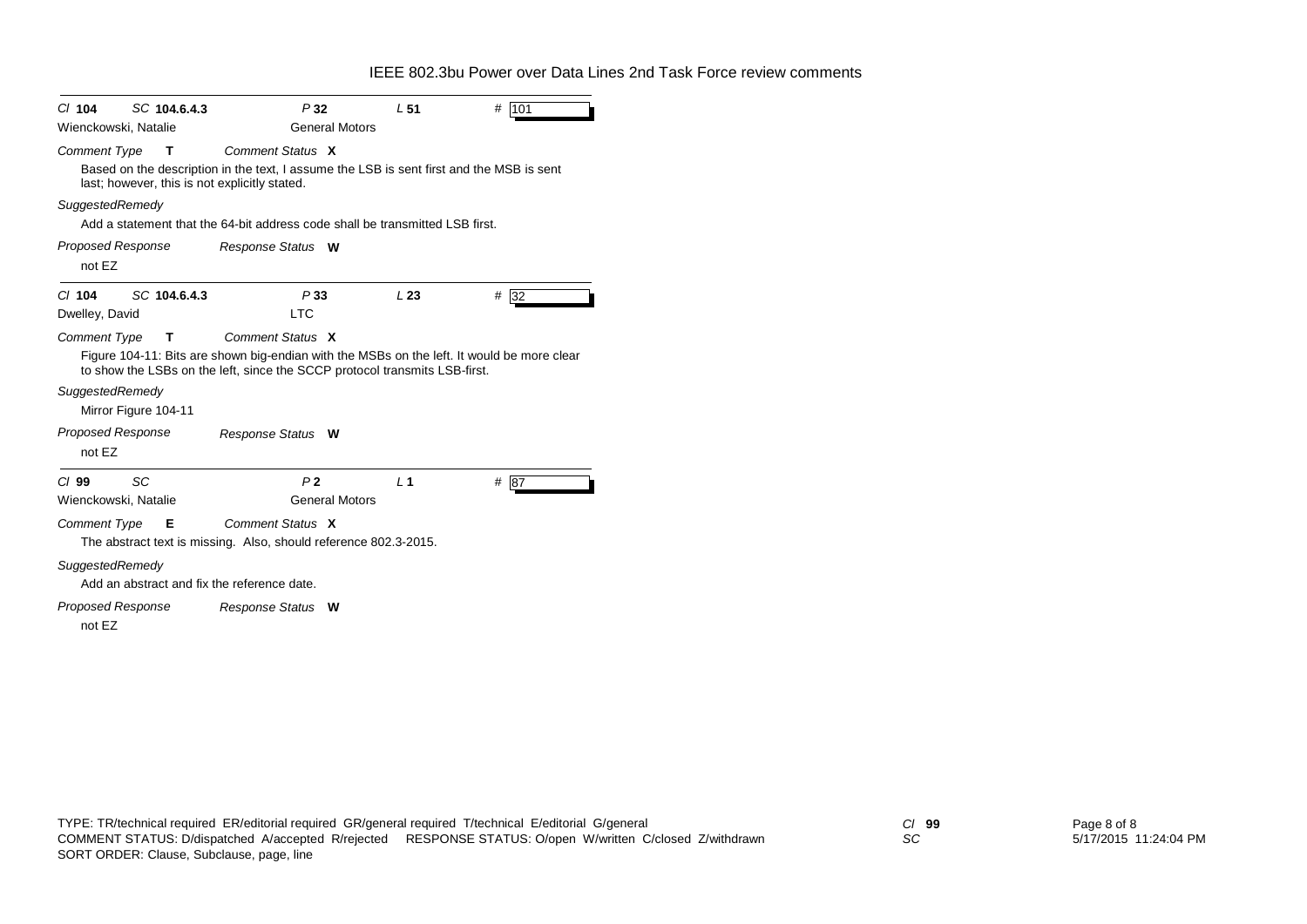| | | | | |
|---|---|---|---|---|
| *Cl* **104** | *SC* **104.6.4.3** | *P* **32** | *L* **51** | # 101 |
| Wienckowski, Natalie | | General Motors | | |

*Comment Type* **T** *Comment Status* **X**

Based on the description in the text, I assume the LSB is sent first and the MSB is sent last; however, this is not explicitly stated.

*SuggestedRemedy*

Add a statement that the 64-bit address code shall be transmitted LSB first.

*Proposed Response* *Response Status* **W**

not EZ

---

| | | | | |
|---|---|---|---|---|
| *Cl* **104** | *SC* **104.6.4.3** | *P* **33** | *L* **23** | # 32 |
| Dwelley, David | | LTC | | |

*Comment Type* **T** *Comment Status* **X**

Figure 104-11: Bits are shown big-endian with the MSBs on the left. It would be more clear to show the LSBs on the left, since the SCCP protocol transmits LSB-first.

*SuggestedRemedy*

Mirror Figure 104-11

*Proposed Response* *Response Status* **W**

not EZ

---

| | | | | |
|---|---|---|---|---|
| *Cl* **99** | *SC* | *P* **2** | *L* **1** | # 87 |
| Wienckowski, Natalie | | General Motors | | |

*Comment Type* **E** *Comment Status* **X**

The abstract text is missing. Also, should reference 802.3-2015.

*SuggestedRemedy*

Add an abstract and fix the reference date.

*Proposed Response* *Response Status* **W**

not EZ

---

TYPE: TR/technical required ER/editorial required GR/general required T/technical E/editorial G/general
COMMENT STATUS: D/dispatched A/accepted R/rejected RESPONSE STATUS: O/open W/written C/closed Z/withdrawn
SORT ORDER: Clause, Subclause, page, line